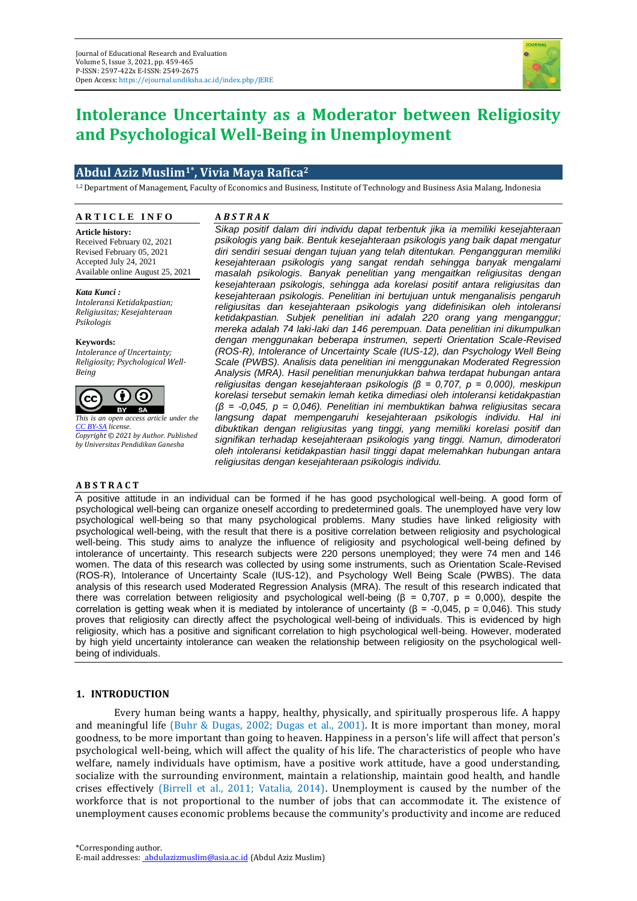# Intolerance Uncertainty as a Moderator between Religiosity and Psychological Well-Being in Unemployment

**Abdul Aziz Muslim[1*], Vivia Maya Rafica[2]**

[1,2] Department of Management, Faculty of Economics and Business, Institute of Technology and Business Asia Malang, Indonesia

**ARTICLE INFO**

**Article history:**
Received February 02, 2021
Revised February 05, 2021
Accepted July 24, 2021
Available online August 25, 2021

***Kata Kunci :***
*Intoleransi Ketidakpastian; Religiusitas; Kesejahteraan Psikologis*

**Keywords:**
*Intolerance of Uncertainty; Religiosity; Psychological Well-Being*

*This is an open access article under the CC BY-SA license.*
*Copyright © 2021 by Author. Published by Universitas Pendidikan Ganesha*

***ABSTRAK***

*Sikap positif dalam diri individu dapat terbentuk jika ia memiliki kesejahteraan psikologis yang baik. Bentuk kesejahteraan psikologis yang baik dapat mengatur diri sendiri sesuai dengan tujuan yang telah ditentukan. Pengangguran memiliki kesejahteraan psikologis yang sangat rendah sehingga banyak mengalami masalah psikologis. Banyak penelitian yang mengaitkan religiusitas dengan kesejahteraan psikologis, sehingga ada korelasi positif antara religiusitas dan kesejahteraan psikologis. Penelitian ini bertujuan untuk menganalisis pengaruh religiusitas dan kesejahteraan psikologis yang didefinisikan oleh intoleransi ketidakpastian. Subjek penelitian ini adalah 220 orang yang menganggur; mereka adalah 74 laki-laki dan 146 perempuan. Data penelitian ini dikumpulkan dengan menggunakan beberapa instrumen, seperti Orientation Scale-Revised (ROS-R), Intolerance of Uncertainty Scale (IUS-12), dan Psychology Well Being Scale (PWBS). Analisis data penelitian ini menggunakan Moderated Regression Analysis (MRA). Hasil penelitian menunjukkan bahwa terdapat hubungan antara religiusitas dengan kesejahteraan psikologis (β = 0,707, p = 0,000), meskipun korelasi tersebut semakin lemah ketika dimediasi oleh intoleransi ketidakpastian (β = -0,045, p = 0,046). Penelitian ini membuktikan bahwa religiusitas secara langsung dapat mempengaruhi kesejahteraan psikologis individu. Hal ini dibuktikan dengan religiusitas yang tinggi, yang memiliki korelasi positif dan signifikan terhadap kesejahteraan psikologis yang tinggi. Namun, dimoderatori oleh intoleransi ketidakpastian hasil tinggi dapat melemahkan hubungan antara religiusitas dengan kesejahteraan psikologis individu.*

**ABSTRACT**

A positive attitude in an individual can be formed if he has good psychological well-being. A good form of psychological well-being can organize oneself according to predetermined goals. The unemployed have very low psychological well-being so that many psychological problems. Many studies have linked religiosity with psychological well-being, with the result that there is a positive correlation between religiosity and psychological well-being. This study aims to analyze the influence of religiosity and psychological well-being defined by intolerance of uncertainty. This research subjects were 220 persons unemployed; they were 74 men and 146 women. The data of this research was collected by using some instruments, such as Orientation Scale-Revised (ROS-R), Intolerance of Uncertainty Scale (IUS-12), and Psychology Well Being Scale (PWBS). The data analysis of this research used Moderated Regression Analysis (MRA). The result of this research indicated that there was correlation between religiosity and psychological well-being (β = 0,707, p = 0,000), despite the correlation is getting weak when it is mediated by intolerance of uncertainty (β = -0,045, p = 0,046). This study proves that religiosity can directly affect the psychological well-being of individuals. This is evidenced by high religiosity, which has a positive and significant correlation to high psychological well-being. However, moderated by high yield uncertainty intolerance can weaken the relationship between religiosity on the psychological well-being of individuals.

## 1. INTRODUCTION

Every human being wants a happy, healthy, physically, and spiritually prosperous life. A happy and meaningful life (Buhr & Dugas, 2002; Dugas et al., 2001). It is more important than money, moral goodness, to be more important than going to heaven. Happiness in a person's life will affect that person's psychological well-being, which will affect the quality of his life. The characteristics of people who have welfare, namely individuals have optimism, have a positive work attitude, have a good understanding, socialize with the surrounding environment, maintain a relationship, maintain good health, and handle crises effectively (Birrell et al., 2011; Vatalia, 2014). Unemployment is caused by the number of the workforce that is not proportional to the number of jobs that can accommodate it. The existence of unemployment causes economic problems because the community's productivity and income are reduced

*Corresponding author.
E-mail addresses: abdulazizmuslim@asia.ac.id (Abdul Aziz Muslim)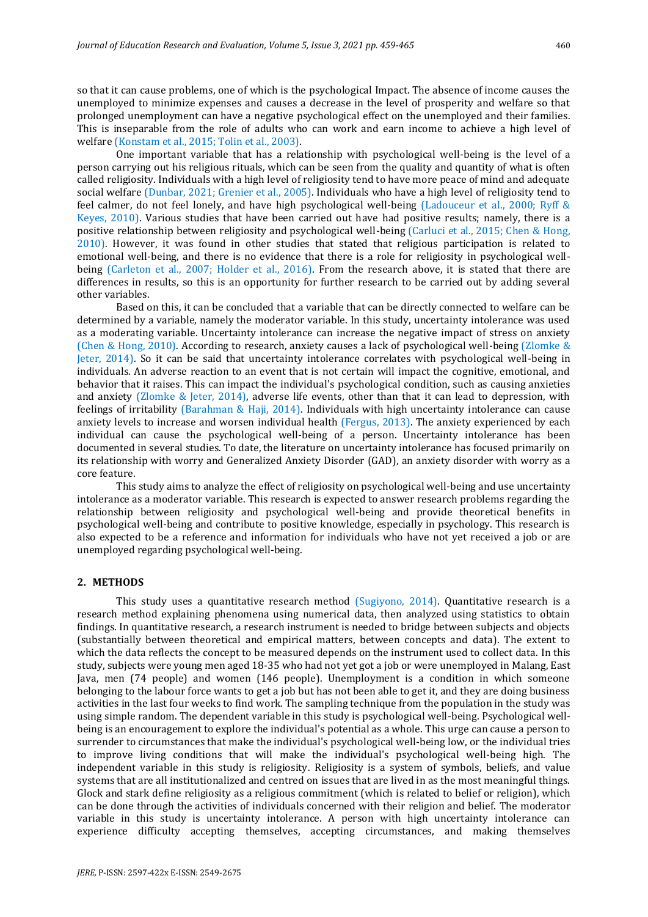so that it can cause problems, one of which is the psychological Impact. The absence of income causes the unemployed to minimize expenses and causes a decrease in the level of prosperity and welfare so that prolonged unemployment can have a negative psychological effect on the unemployed and their families. This is inseparable from the role of adults who can work and earn income to achieve a high level of welfare (Konstam et al., 2015; Tolin et al., 2003).

One important variable that has a relationship with psychological well-being is the level of a person carrying out his religious rituals, which can be seen from the quality and quantity of what is often called religiosity. Individuals with a high level of religiosity tend to have more peace of mind and adequate social welfare (Dunbar, 2021; Grenier et al., 2005). Individuals who have a high level of religiosity tend to feel calmer, do not feel lonely, and have high psychological well-being (Ladouceur et al., 2000; Ryff & Keyes, 2010). Various studies that have been carried out have had positive results; namely, there is a positive relationship between religiosity and psychological well-being (Carluci et al., 2015; Chen & Hong, 2010). However, it was found in other studies that stated that religious participation is related to emotional well-being, and there is no evidence that there is a role for religiosity in psychological well-being (Carleton et al., 2007; Holder et al., 2016). From the research above, it is stated that there are differences in results, so this is an opportunity for further research to be carried out by adding several other variables.

Based on this, it can be concluded that a variable that can be directly connected to welfare can be determined by a variable, namely the moderator variable. In this study, uncertainty intolerance was used as a moderating variable. Uncertainty intolerance can increase the negative impact of stress on anxiety (Chen & Hong, 2010). According to research, anxiety causes a lack of psychological well-being (Zlomke & Jeter, 2014). So it can be said that uncertainty intolerance correlates with psychological well-being in individuals. An adverse reaction to an event that is not certain will impact the cognitive, emotional, and behavior that it raises. This can impact the individual's psychological condition, such as causing anxieties and anxiety (Zlomke & Jeter, 2014), adverse life events, other than that it can lead to depression, with feelings of irritability (Barahman & Haji, 2014). Individuals with high uncertainty intolerance can cause anxiety levels to increase and worsen individual health (Fergus, 2013). The anxiety experienced by each individual can cause the psychological well-being of a person. Uncertainty intolerance has been documented in several studies. To date, the literature on uncertainty intolerance has focused primarily on its relationship with worry and Generalized Anxiety Disorder (GAD), an anxiety disorder with worry as a core feature.

This study aims to analyze the effect of religiosity on psychological well-being and use uncertainty intolerance as a moderator variable. This research is expected to answer research problems regarding the relationship between religiosity and psychological well-being and provide theoretical benefits in psychological well-being and contribute to positive knowledge, especially in psychology. This research is also expected to be a reference and information for individuals who have not yet received a job or are unemployed regarding psychological well-being.

## 2. METHODS

This study uses a quantitative research method (Sugiyono, 2014). Quantitative research is a research method explaining phenomena using numerical data, then analyzed using statistics to obtain findings. In quantitative research, a research instrument is needed to bridge between subjects and objects (substantially between theoretical and empirical matters, between concepts and data). The extent to which the data reflects the concept to be measured depends on the instrument used to collect data. In this study, subjects were young men aged 18-35 who had not yet got a job or were unemployed in Malang, East Java, men (74 people) and women (146 people). Unemployment is a condition in which someone belonging to the labour force wants to get a job but has not been able to get it, and they are doing business activities in the last four weeks to find work. The sampling technique from the population in the study was using simple random. The dependent variable in this study is psychological well-being. Psychological well-being is an encouragement to explore the individual's potential as a whole. This urge can cause a person to surrender to circumstances that make the individual's psychological well-being low, or the individual tries to improve living conditions that will make the individual's psychological well-being high. The independent variable in this study is religiosity. Religiosity is a system of symbols, beliefs, and value systems that are all institutionalized and centred on issues that are lived in as the most meaningful things. Glock and stark define religiosity as a religious commitment (which is related to belief or religion), which can be done through the activities of individuals concerned with their religion and belief. The moderator variable in this study is uncertainty intolerance. A person with high uncertainty intolerance can experience difficulty accepting themselves, accepting circumstances, and making themselves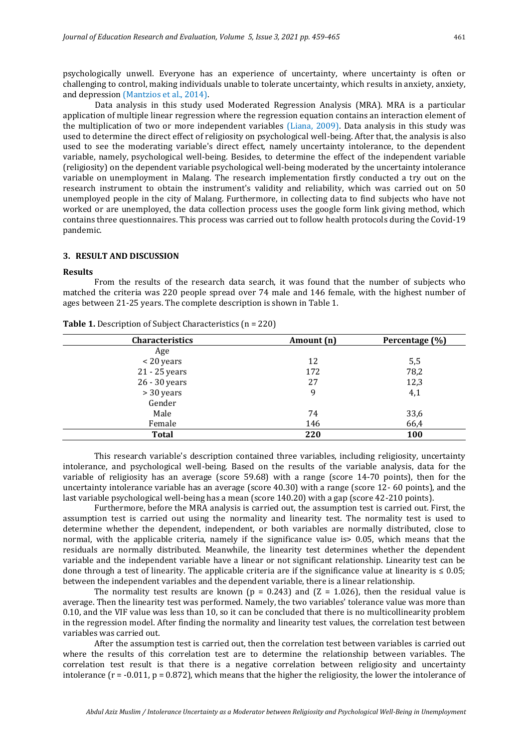psychologically unwell. Everyone has an experience of uncertainty, where uncertainty is often or challenging to control, making individuals unable to tolerate uncertainty, which results in anxiety, anxiety, and depression (Mantzios et al., 2014).

Data analysis in this study used Moderated Regression Analysis (MRA). MRA is a particular application of multiple linear regression where the regression equation contains an interaction element of the multiplication of two or more independent variables (Liana, 2009). Data analysis in this study was used to determine the direct effect of religiosity on psychological well-being. After that, the analysis is also used to see the moderating variable's direct effect, namely uncertainty intolerance, to the dependent variable, namely, psychological well-being. Besides, to determine the effect of the independent variable (religiosity) on the dependent variable psychological well-being moderated by the uncertainty intolerance variable on unemployment in Malang. The research implementation firstly conducted a try out on the research instrument to obtain the instrument's validity and reliability, which was carried out on 50 unemployed people in the city of Malang. Furthermore, in collecting data to find subjects who have not worked or are unemployed, the data collection process uses the google form link giving method, which contains three questionnaires. This process was carried out to follow health protocols during the Covid-19 pandemic.

## 3. RESULT AND DISCUSSION

### Results

From the results of the research data search, it was found that the number of subjects who matched the criteria was 220 people spread over 74 male and 146 female, with the highest number of ages between 21-25 years. The complete description is shown in Table 1.

**Table 1.** Description of Subject Characteristics (n = 220)

| Characteristics | Amount (n) | Percentage (%) |
|---|---|---|
| Age | | |
| < 20 years | 12 | 5,5 |
| 21 - 25 years | 172 | 78,2 |
| 26 - 30 years | 27 | 12,3 |
| > 30 years | 9 | 4,1 |
| Gender | | |
| Male | 74 | 33,6 |
| Female | 146 | 66,4 |
| **Total** | **220** | **100** |

This research variable's description contained three variables, including religiosity, uncertainty intolerance, and psychological well-being. Based on the results of the variable analysis, data for the variable of religiosity has an average (score 59.68) with a range (score 14-70 points), then for the uncertainty intolerance variable has an average (score 40.30) with a range (score 12- 60 points), and the last variable psychological well-being has a mean (score 140.20) with a gap (score 42-210 points).

Furthermore, before the MRA analysis is carried out, the assumption test is carried out. First, the assumption test is carried out using the normality and linearity test. The normality test is used to determine whether the dependent, independent, or both variables are normally distributed, close to normal, with the applicable criteria, namely if the significance value is> 0.05, which means that the residuals are normally distributed. Meanwhile, the linearity test determines whether the dependent variable and the independent variable have a linear or not significant relationship. Linearity test can be done through a test of linearity. The applicable criteria are if the significance value at linearity is ≤ 0.05; between the independent variables and the dependent variable, there is a linear relationship.

The normality test results are known ($p = 0.243$) and ($Z = 1.026$), then the residual value is average. Then the linearity test was performed. Namely, the two variables' tolerance value was more than 0.10, and the VIF value was less than 10, so it can be concluded that there is no multicollinearity problem in the regression model. After finding the normality and linearity test values, the correlation test between variables was carried out.

After the assumption test is carried out, then the correlation test between variables is carried out where the results of this correlation test are to determine the relationship between variables. The correlation test result is that there is a negative correlation between religiosity and uncertainty intolerance ($r = -0.011$, $p = 0.872$), which means that the higher the religiosity, the lower the intolerance of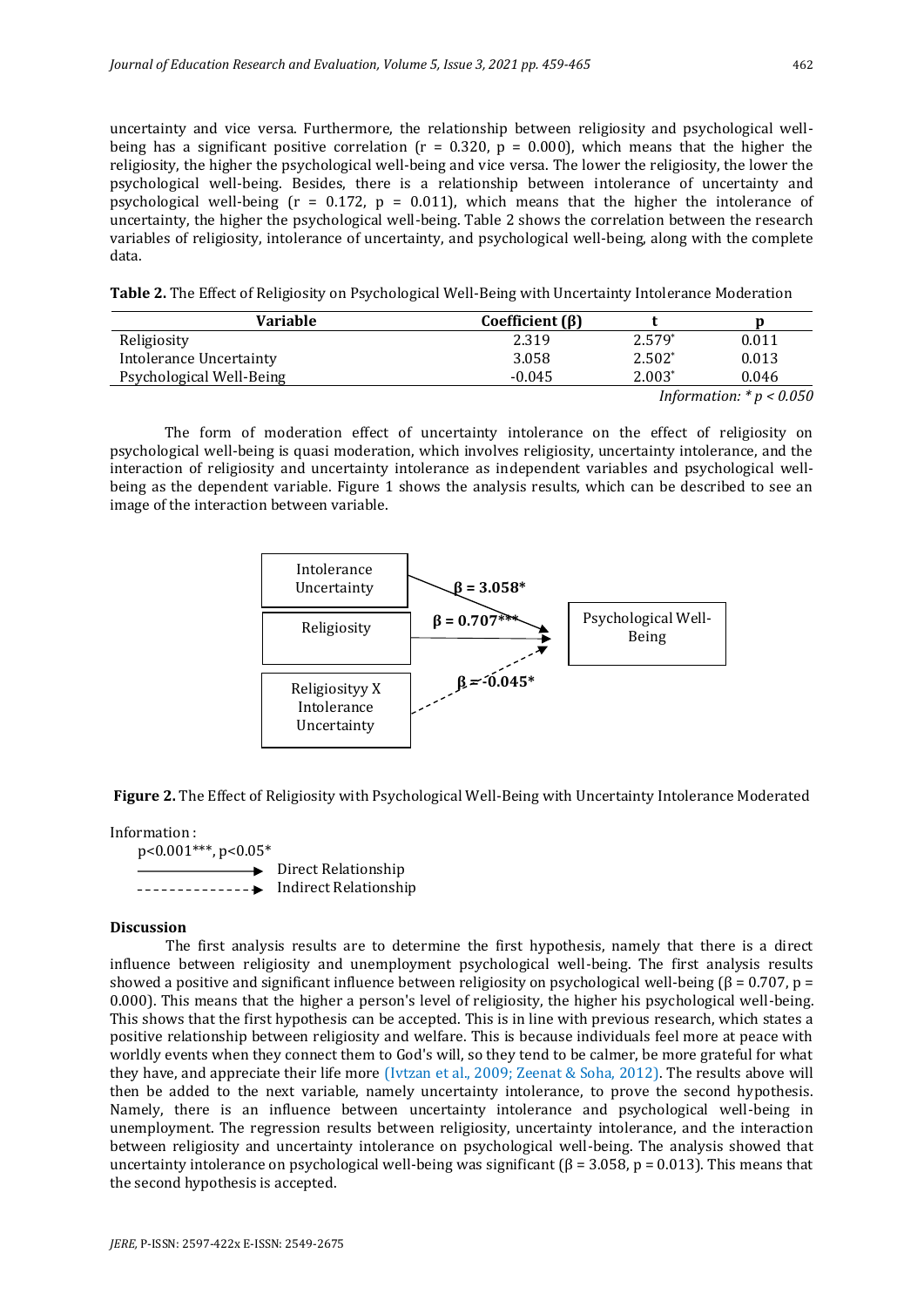uncertainty and vice versa. Furthermore, the relationship between religiosity and psychological well-being has a significant positive correlation ($r = 0.320$, $p = 0.000$), which means that the higher the religiosity, the higher the psychological well-being and vice versa. The lower the religiosity, the lower the psychological well-being. Besides, there is a relationship between intolerance of uncertainty and psychological well-being ($r = 0.172$, $p = 0.011$), which means that the higher the intolerance of uncertainty, the higher the psychological well-being. Table 2 shows the correlation between the research variables of religiosity, intolerance of uncertainty, and psychological well-being, along with the complete data.

**Table 2.** The Effect of Religiosity on Psychological Well-Being with Uncertainty Intolerance Moderation

| Variable | Coefficient (β) | t | p |
|---|---|---|---|
| Religiosity | 2.319 | 2.579* | 0.011 |
| Intolerance Uncertainty | 3.058 | 2.502* | 0.013 |
| Psychological Well-Being | -0.045 | 2.003* | 0.046 |

*Information: * p < 0.050*

The form of moderation effect of uncertainty intolerance on the effect of religiosity on psychological well-being is quasi moderation, which involves religiosity, uncertainty intolerance, and the interaction of religiosity and uncertainty intolerance as independent variables and psychological well-being as the dependent variable. Figure 1 shows the analysis results, which can be described to see an image of the interaction between variable.

Intolerance Uncertainty → Psychological Well-Being: β = 3.058*

Religiosity → Psychological Well-Being: β = 0.707***

Religiosityy X Intolerance Uncertainty ⇢ Psychological Well-Being: β = -0.045*

**Figure 2.** The Effect of Religiosity with Psychological Well-Being with Uncertainty Intolerance Moderated

Information :
p<0.001***, p<0.05*
——→ Direct Relationship
- - - → Indirect Relationship

## Discussion

The first analysis results are to determine the first hypothesis, namely that there is a direct influence between religiosity and unemployment psychological well-being. The first analysis results showed a positive and significant influence between religiosity on psychological well-being ($\beta = 0.707$, $p = 0.000$). This means that the higher a person's level of religiosity, the higher his psychological well-being. This shows that the first hypothesis can be accepted. This is in line with previous research, which states a positive relationship between religiosity and welfare. This is because individuals feel more at peace with worldly events when they connect them to God's will, so they tend to be calmer, be more grateful for what they have, and appreciate their life more (Ivtzan et al., 2009; Zeenat & Soha, 2012). The results above will then be added to the next variable, namely uncertainty intolerance, to prove the second hypothesis. Namely, there is an influence between uncertainty intolerance and psychological well-being in unemployment. The regression results between religiosity, uncertainty intolerance, and the interaction between religiosity and uncertainty intolerance on psychological well-being. The analysis showed that uncertainty intolerance on psychological well-being was significant ($\beta = 3.058$, $p = 0.013$). This means that the second hypothesis is accepted.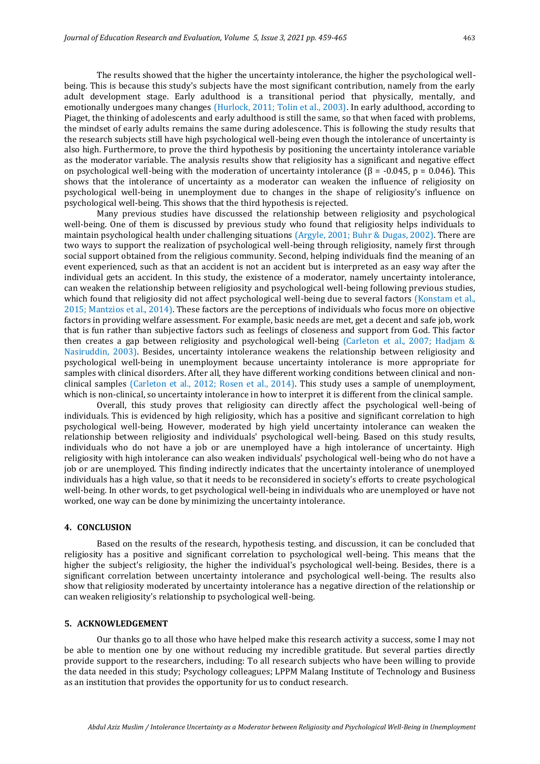The results showed that the higher the uncertainty intolerance, the higher the psychological well-being. This is because this study's subjects have the most significant contribution, namely from the early adult development stage. Early adulthood is a transitional period that physically, mentally, and emotionally undergoes many changes (Hurlock, 2011; Tolin et al., 2003). In early adulthood, according to Piaget, the thinking of adolescents and early adulthood is still the same, so that when faced with problems, the mindset of early adults remains the same during adolescence. This is following the study results that the research subjects still have high psychological well-being even though the intolerance of uncertainty is also high. Furthermore, to prove the third hypothesis by positioning the uncertainty intolerance variable as the moderator variable. The analysis results show that religiosity has a significant and negative effect on psychological well-being with the moderation of uncertainty intolerance ($\beta = -0.045$, $p = 0.046$). This shows that the intolerance of uncertainty as a moderator can weaken the influence of religiosity on psychological well-being in unemployment due to changes in the shape of religiosity's influence on psychological well-being. This shows that the third hypothesis is rejected.

Many previous studies have discussed the relationship between religiosity and psychological well-being. One of them is discussed by previous study who found that religiosity helps individuals to maintain psychological health under challenging situations (Argyle, 2001; Buhr & Dugas, 2002). There are two ways to support the realization of psychological well-being through religiosity, namely first through social support obtained from the religious community. Second, helping individuals find the meaning of an event experienced, such as that an accident is not an accident but is interpreted as an easy way after the individual gets an accident. In this study, the existence of a moderator, namely uncertainty intolerance, can weaken the relationship between religiosity and psychological well-being following previous studies, which found that religiosity did not affect psychological well-being due to several factors (Konstam et al., 2015; Mantzios et al., 2014). These factors are the perceptions of individuals who focus more on objective factors in providing welfare assessment. For example, basic needs are met, get a decent and safe job, work that is fun rather than subjective factors such as feelings of closeness and support from God. This factor then creates a gap between religiosity and psychological well-being (Carleton et al., 2007; Hadjam & Nasiruddin, 2003). Besides, uncertainty intolerance weakens the relationship between religiosity and psychological well-being in unemployment because uncertainty intolerance is more appropriate for samples with clinical disorders. After all, they have different working conditions between clinical and non-clinical samples (Carleton et al., 2012; Rosen et al., 2014). This study uses a sample of unemployment, which is non-clinical, so uncertainty intolerance in how to interpret it is different from the clinical sample.

Overall, this study proves that religiosity can directly affect the psychological well-being of individuals. This is evidenced by high religiosity, which has a positive and significant correlation to high psychological well-being. However, moderated by high yield uncertainty intolerance can weaken the relationship between religiosity and individuals' psychological well-being. Based on this study results, individuals who do not have a job or are unemployed have a high intolerance of uncertainty. High religiosity with high intolerance can also weaken individuals' psychological well-being who do not have a job or are unemployed. This finding indirectly indicates that the uncertainty intolerance of unemployed individuals has a high value, so that it needs to be reconsidered in society's efforts to create psychological well-being. In other words, to get psychological well-being in individuals who are unemployed or have not worked, one way can be done by minimizing the uncertainty intolerance.

## 4. CONCLUSION

Based on the results of the research, hypothesis testing, and discussion, it can be concluded that religiosity has a positive and significant correlation to psychological well-being. This means that the higher the subject's religiosity, the higher the individual's psychological well-being. Besides, there is a significant correlation between uncertainty intolerance and psychological well-being. The results also show that religiosity moderated by uncertainty intolerance has a negative direction of the relationship or can weaken religiosity's relationship to psychological well-being.

## 5. ACKNOWLEDGEMENT

Our thanks go to all those who have helped make this research activity a success, some I may not be able to mention one by one without reducing my incredible gratitude. But several parties directly provide support to the researchers, including: To all research subjects who have been willing to provide the data needed in this study; Psychology colleagues; LPPM Malang Institute of Technology and Business as an institution that provides the opportunity for us to conduct research.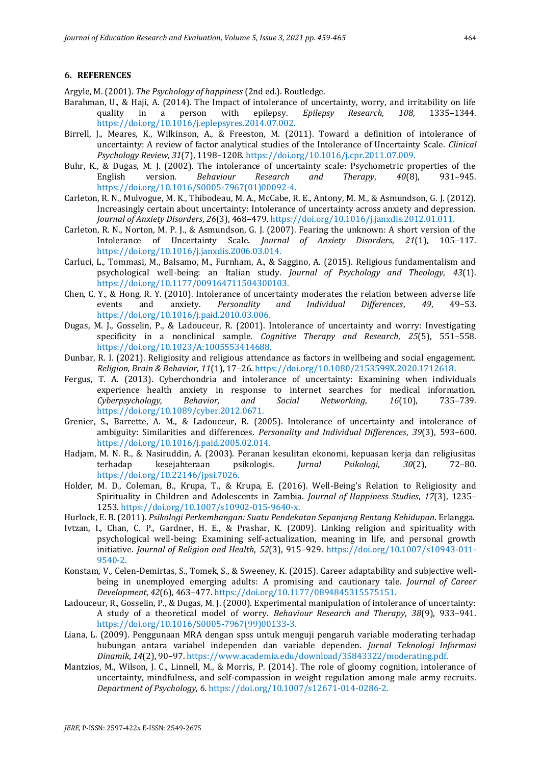## 6. REFERENCES

Argyle, M. (2001). *The Psychology of happiness* (2nd ed.). Routledge.

Barahman, U., & Haji, A. (2014). The Impact of intolerance of uncertainty, worry, and irritability on life quality in a person with epilepsy. *Epilepsy Research*, *108*, 1335–1344. https://doi.org/10.1016/j.eplepsyres.2014.07.002.

Birrell, J., Meares, K., Wilkinson, A., & Freeston, M. (2011). Toward a definition of intolerance of uncertainty: A review of factor analytical studies of the Intolerance of Uncertainty Scale. *Clinical Psychology Review*, *31*(7), 1198–1208. https://doi.org/10.1016/j.cpr.2011.07.009.

Buhr, K., & Dugas, M. J. (2002). The intolerance of uncertainty scale: Psychometric properties of the English version. *Behaviour Research and Therapy*, *40*(8), 931–945. https://doi.org/10.1016/S0005-7967(01)00092-4.

Carleton, R. N., Mulvogue, M. K., Thibodeau, M. A., McCabe, R. E., Antony, M. M., & Asmundson, G. J. (2012). Increasingly certain about uncertainty: Intolerance of uncertainty across anxiety and depression. *Journal of Anxiety Disorders*, *26*(3), 468–479. https://doi.org/10.1016/j.janxdis.2012.01.011.

Carleton, R. N., Norton, M. P. J., & Asmundson, G. J. (2007). Fearing the unknown: A short version of the Intolerance of Uncertainty Scale. *Journal of Anxiety Disorders*, *21*(1), 105–117. https://doi.org/10.1016/j.janxdis.2006.03.014.

Carluci, L., Tommasi, M., Balsamo, M., Furnham, A., & Saggino, A. (2015). Religious fundamentalism and psychological well-being: an Italian study. *Journal of Psychology and Theology*, *43*(1). https://doi.org/10.1177/009164711504300103.

Chen, C. Y., & Hong, R. Y. (2010). Intolerance of uncertainty moderates the relation between adverse life events and anxiety. *Personality and Individual Differences*, *49*, 49–53. https://doi.org/10.1016/j.paid.2010.03.006.

Dugas, M. J., Gosselin, P., & Ladouceur, R. (2001). Intolerance of uncertainty and worry: Investigating specificity in a nonclinical sample. *Cognitive Therapy and Research*, *25*(5), 551–558. https://doi.org/10.1023/A:1005553414688.

Dunbar, R. I. (2021). Religiosity and religious attendance as factors in wellbeing and social engagement. *Religion, Brain & Behavior*, *11*(1), 17–26. https://doi.org/10.1080/2153599X.2020.1712618.

Fergus, T. A. (2013). Cyberchondria and intolerance of uncertainty: Examining when individuals experience health anxiety in response to internet searches for medical information. *Cyberpsychology, Behavior, and Social Networking*, *16*(10), 735–739. https://doi.org/10.1089/cyber.2012.0671.

Grenier, S., Barrette, A. M., & Ladouceur, R. (2005). Intolerance of uncertainty and intolerance of ambiguity: Similarities and differences. *Personality and Individual Differences*, *39*(3), 593–600. https://doi.org/10.1016/j.paid.2005.02.014.

Hadjam, M. N. R., & Nasiruddin, A. (2003). Peranan kesulitan ekonomi, kepuasan kerja dan religiusitas terhadap kesejahteraan psikologis. *Jurnal Psikologi*, *30*(2), 72–80. https://doi.org/10.22146/jpsi.7026.

Holder, M. D., Coleman, B., Krupa, T., & Krupa, E. (2016). Well-Being's Relation to Religiosity and Spirituality in Children and Adolescents in Zambia. *Journal of Happiness Studies*, *17*(3), 1235–1253. https://doi.org/10.1007/s10902-015-9640-x.

Hurlock, E. B. (2011). *Psikologi Perkembangan: Suatu Pendekatan Sepanjang Rentang Kehidupan*. Erlangga.

Ivtzan, I., Chan, C. P., Gardner, H. E., & Prashar, K. (2009). Linking religion and spirituality with psychological well-being: Examining self-actualization, meaning in life, and personal growth initiative. *Journal of Religion and Health*, *52*(3), 915–929. https://doi.org/10.1007/s10943-011-9540-2.

Konstam, V., Celen-Demirtas, S., Tomek, S., & Sweeney, K. (2015). Career adaptability and subjective well-being in unemployed emerging adults: A promising and cautionary tale. *Journal of Career Development*, *42*(6), 463–477. https://doi.org/10.1177/0894845315575151.

Ladouceur, R., Gosselin, P., & Dugas, M. J. (2000). Experimental manipulation of intolerance of uncertainty: A study of a theoretical model of worry. *Behaviour Research and Therapy*, *38*(9), 933–941. https://doi.org/10.1016/S0005-7967(99)00133-3.

Liana, L. (2009). Penggunaan MRA dengan spss untuk menguji pengaruh variable moderating terhadap hubungan antara variabel independen dan variable dependen. *Jurnal Teknologi Informasi Dinamik*, *14*(2), 90–97. https://www.academia.edu/download/35843322/moderating.pdf.

Mantzios, M., Wilson, J. C., Linnell, M., & Morris, P. (2014). The role of gloomy cognition, intolerance of uncertainty, mindfulness, and self-compassion in weight regulation among male army recruits. *Department of Psychology*, *6*. https://doi.org/10.1007/s12671-014-0286-2.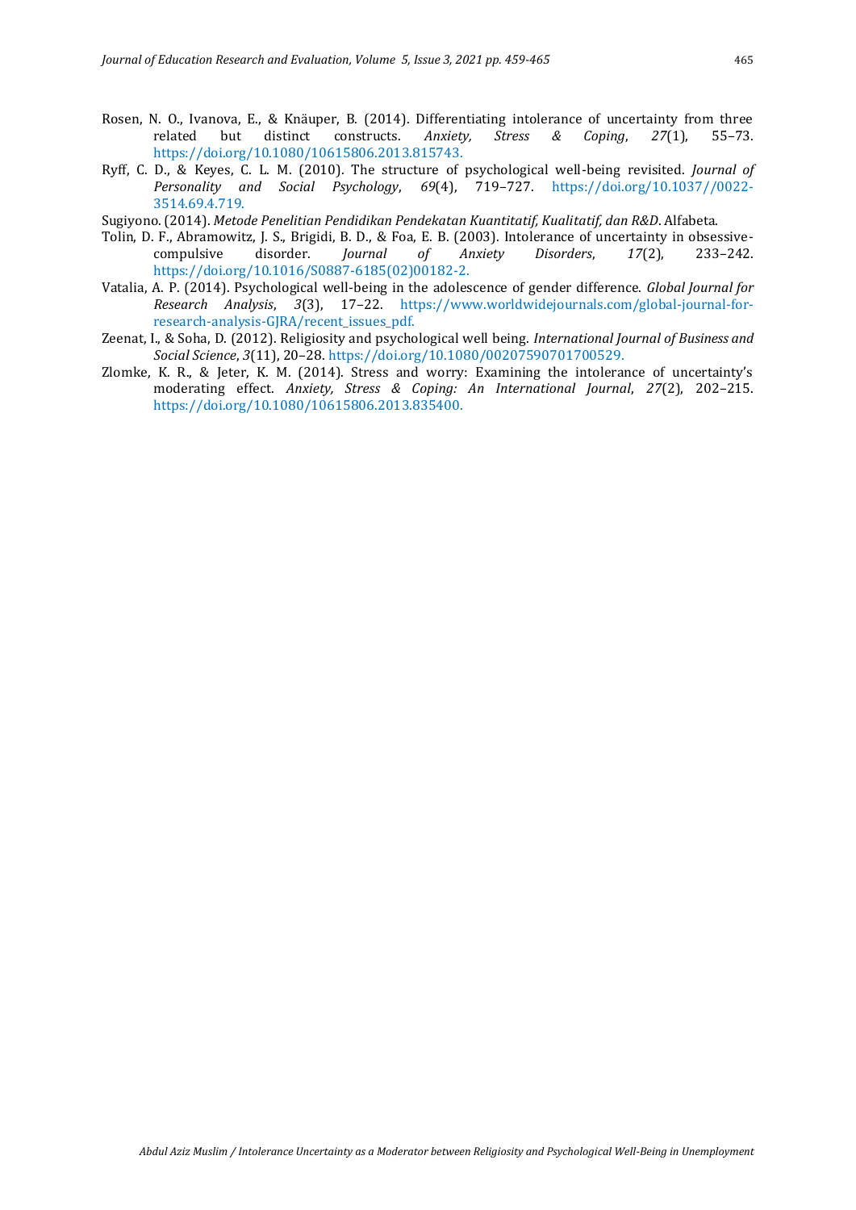Rosen, N. O., Ivanova, E., & Knäuper, B. (2014). Differentiating intolerance of uncertainty from three related but distinct constructs. *Anxiety, Stress & Coping*, *27*(1), 55–73. https://doi.org/10.1080/10615806.2013.815743.

Ryff, C. D., & Keyes, C. L. M. (2010). The structure of psychological well-being revisited. *Journal of Personality and Social Psychology*, *69*(4), 719–727. https://doi.org/10.1037//0022-3514.69.4.719.

Sugiyono. (2014). *Metode Penelitian Pendidikan Pendekatan Kuantitatif, Kualitatif, dan R&D*. Alfabeta.

Tolin, D. F., Abramowitz, J. S., Brigidi, B. D., & Foa, E. B. (2003). Intolerance of uncertainty in obsessive-compulsive disorder. *Journal of Anxiety Disorders*, *17*(2), 233–242. https://doi.org/10.1016/S0887-6185(02)00182-2.

Vatalia, A. P. (2014). Psychological well-being in the adolescence of gender difference. *Global Journal for Research Analysis*, *3*(3), 17–22. https://www.worldwidejournals.com/global-journal-for-research-analysis-GJRA/recent_issues_pdf.

Zeenat, I., & Soha, D. (2012). Religiosity and psychological well being. *International Journal of Business and Social Science*, *3*(11), 20–28. https://doi.org/10.1080/00207590701700529.

Zlomke, K. R., & Jeter, K. M. (2014). Stress and worry: Examining the intolerance of uncertainty's moderating effect. *Anxiety, Stress & Coping: An International Journal*, *27*(2), 202–215. https://doi.org/10.1080/10615806.2013.835400.